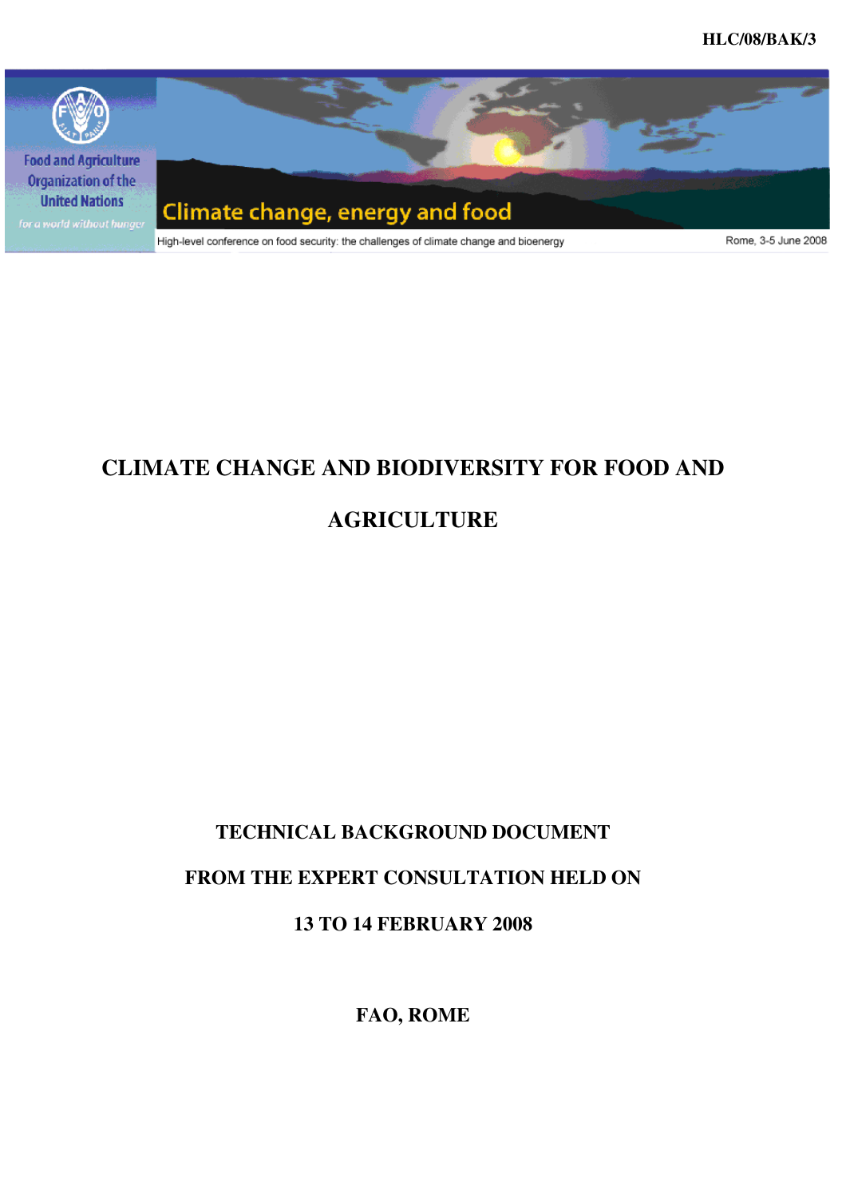HLC/08/BAK/3

Food and Agriculture Organization of the United Nations

*for a world without hunger*

Climate change, energy and food

High-level conference on food security: the challenges of climate change and bioenergy

Rome, 3-5 June 2008

# CLIMATE CHANGE AND BIODIVERSITY FOR FOOD AND AGRICULTURE

**TECHNICAL BACKGROUND DOCUMENT**

**FROM THE EXPERT CONSULTATION HELD ON**

**13 TO 14 FEBRUARY 2008**

**FAO, ROME**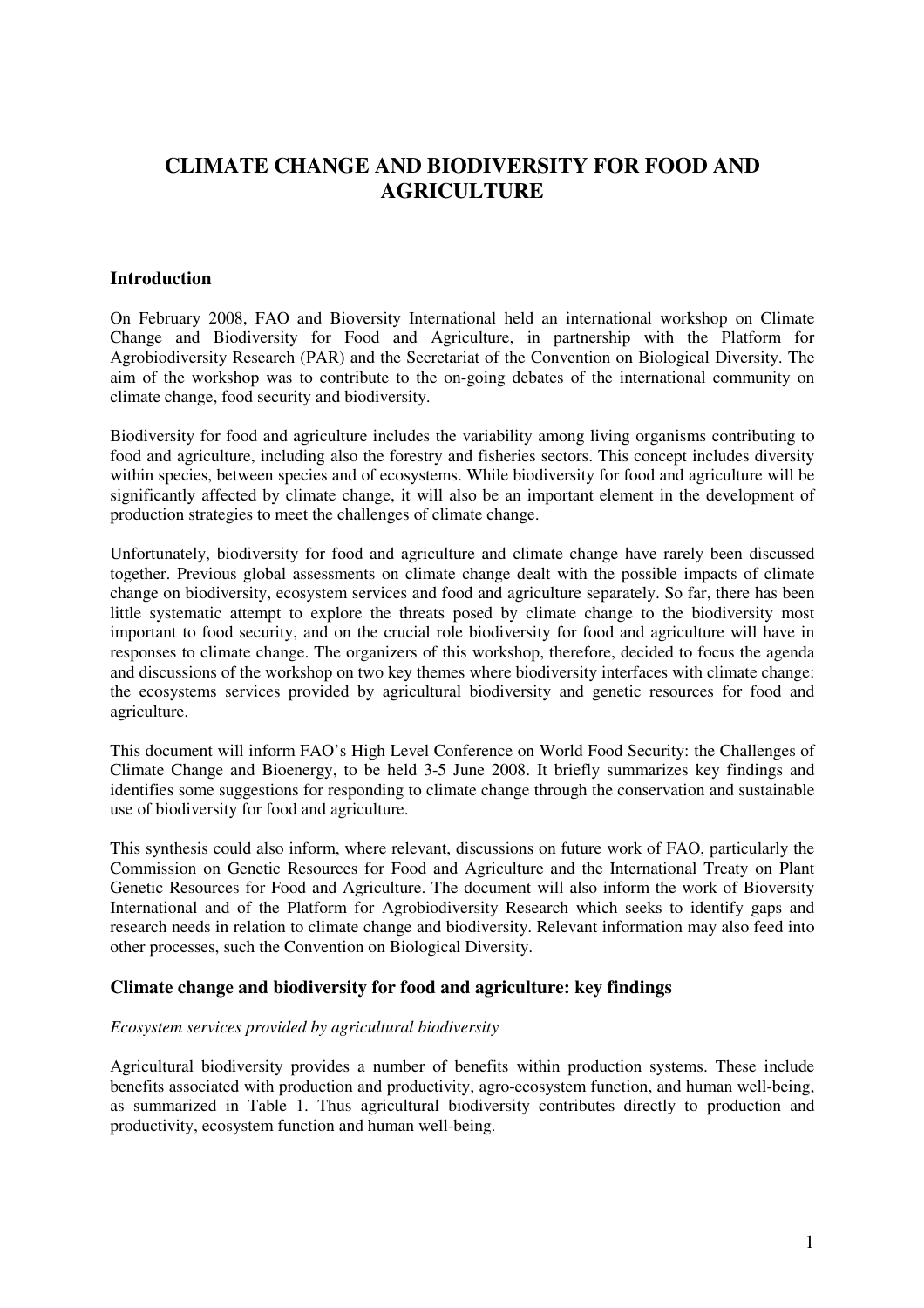# CLIMATE CHANGE AND BIODIVERSITY FOR FOOD AND AGRICULTURE

## Introduction

On February 2008, FAO and Bioversity International held an international workshop on Climate Change and Biodiversity for Food and Agriculture, in partnership with the Platform for Agrobiodiversity Research (PAR) and the Secretariat of the Convention on Biological Diversity. The aim of the workshop was to contribute to the on-going debates of the international community on climate change, food security and biodiversity.

Biodiversity for food and agriculture includes the variability among living organisms contributing to food and agriculture, including also the forestry and fisheries sectors. This concept includes diversity within species, between species and of ecosystems. While biodiversity for food and agriculture will be significantly affected by climate change, it will also be an important element in the development of production strategies to meet the challenges of climate change.

Unfortunately, biodiversity for food and agriculture and climate change have rarely been discussed together. Previous global assessments on climate change dealt with the possible impacts of climate change on biodiversity, ecosystem services and food and agriculture separately. So far, there has been little systematic attempt to explore the threats posed by climate change to the biodiversity most important to food security, and on the crucial role biodiversity for food and agriculture will have in responses to climate change. The organizers of this workshop, therefore, decided to focus the agenda and discussions of the workshop on two key themes where biodiversity interfaces with climate change: the ecosystems services provided by agricultural biodiversity and genetic resources for food and agriculture.

This document will inform FAO's High Level Conference on World Food Security: the Challenges of Climate Change and Bioenergy, to be held 3-5 June 2008. It briefly summarizes key findings and identifies some suggestions for responding to climate change through the conservation and sustainable use of biodiversity for food and agriculture.

This synthesis could also inform, where relevant, discussions on future work of FAO, particularly the Commission on Genetic Resources for Food and Agriculture and the International Treaty on Plant Genetic Resources for Food and Agriculture. The document will also inform the work of Bioversity International and of the Platform for Agrobiodiversity Research which seeks to identify gaps and research needs in relation to climate change and biodiversity. Relevant information may also feed into other processes, such the Convention on Biological Diversity.

## Climate change and biodiversity for food and agriculture: key findings

*Ecosystem services provided by agricultural biodiversity*

Agricultural biodiversity provides a number of benefits within production systems. These include benefits associated with production and productivity, agro-ecosystem function, and human well-being, as summarized in Table 1. Thus agricultural biodiversity contributes directly to production and productivity, ecosystem function and human well-being.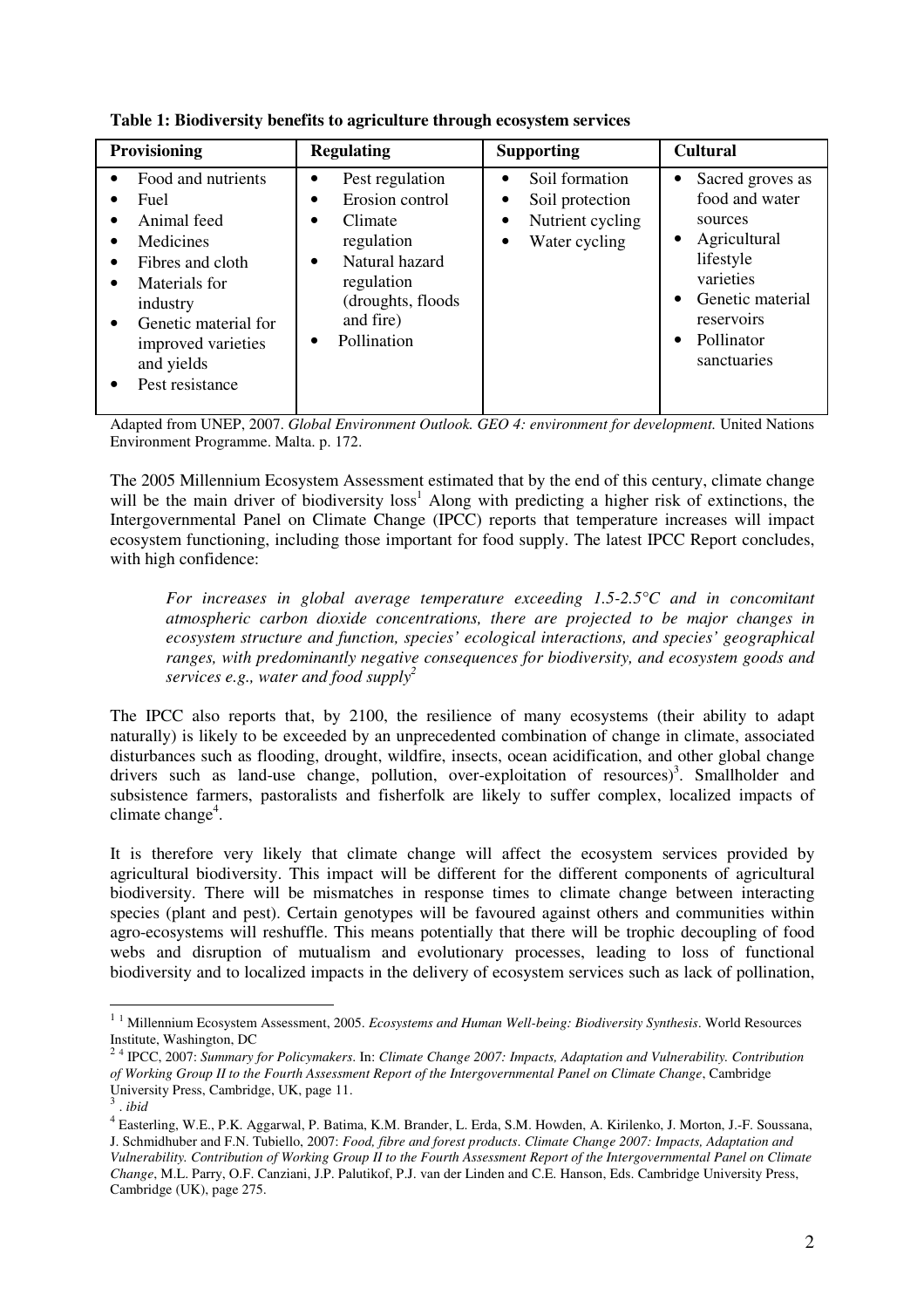**Table 1: Biodiversity benefits to agriculture through ecosystem services**

| Provisioning | Regulating | Supporting | Cultural |
|---|---|---|---|
| • Food and nutrients<br>• Fuel<br>• Animal feed<br>• Medicines<br>• Fibres and cloth<br>• Materials for industry<br>• Genetic material for improved varieties and yields<br>• Pest resistance | • Pest regulation<br>• Erosion control<br>• Climate regulation<br>• Natural hazard regulation (droughts, floods and fire)<br>• Pollination | • Soil formation<br>• Soil protection<br>• Nutrient cycling<br>• Water cycling | • Sacred groves as food and water sources<br>• Agricultural lifestyle varieties<br>• Genetic material reservoirs<br>• Pollinator sanctuaries |

Adapted from UNEP, 2007. *Global Environment Outlook. GEO 4: environment for development.* United Nations Environment Programme. Malta. p. 172.

The 2005 Millennium Ecosystem Assessment estimated that by the end of this century, climate change will be the main driver of biodiversity loss[1] Along with predicting a higher risk of extinctions, the Intergovernmental Panel on Climate Change (IPCC) reports that temperature increases will impact ecosystem functioning, including those important for food supply. The latest IPCC Report concludes, with high confidence:

> *For increases in global average temperature exceeding 1.5-2.5°C and in concomitant atmospheric carbon dioxide concentrations, there are projected to be major changes in ecosystem structure and function, species' ecological interactions, and species' geographical ranges, with predominantly negative consequences for biodiversity, and ecosystem goods and services e.g., water and food supply*[2]

The IPCC also reports that, by 2100, the resilience of many ecosystems (their ability to adapt naturally) is likely to be exceeded by an unprecedented combination of change in climate, associated disturbances such as flooding, drought, wildfire, insects, ocean acidification, and other global change drivers such as land-use change, pollution, over-exploitation of resources)[3]. Smallholder and subsistence farmers, pastoralists and fisherfolk are likely to suffer complex, localized impacts of climate change[4].

It is therefore very likely that climate change will affect the ecosystem services provided by agricultural biodiversity. This impact will be different for the different components of agricultural biodiversity. There will be mismatches in response times to climate change between interacting species (plant and pest). Certain genotypes will be favoured against others and communities within agro-ecosystems will reshuffle. This means potentially that there will be trophic decoupling of food webs and disruption of mutualism and evolutionary processes, leading to loss of functional biodiversity and to localized impacts in the delivery of ecosystem services such as lack of pollination,

---

[1] [1] Millennium Ecosystem Assessment, 2005. *Ecosystems and Human Well-being: Biodiversity Synthesis*. World Resources Institute, Washington, DC

[2] [4] IPCC, 2007: *Summary for Policymakers*. In: *Climate Change 2007: Impacts, Adaptation and Vulnerability. Contribution of Working Group II to the Fourth Assessment Report of the Intergovernmental Panel on Climate Change*, Cambridge University Press, Cambridge, UK, page 11.

[3] . *ibid*

[4] Easterling, W.E., P.K. Aggarwal, P. Batima, K.M. Brander, L. Erda, S.M. Howden, A. Kirilenko, J. Morton, J.-F. Soussana, J. Schmidhuber and F.N. Tubiello, 2007: *Food, fibre and forest products*. *Climate Change 2007: Impacts, Adaptation and Vulnerability. Contribution of Working Group II to the Fourth Assessment Report of the Intergovernmental Panel on Climate Change*, M.L. Parry, O.F. Canziani, J.P. Palutikof, P.J. van der Linden and C.E. Hanson, Eds. Cambridge University Press, Cambridge (UK), page 275.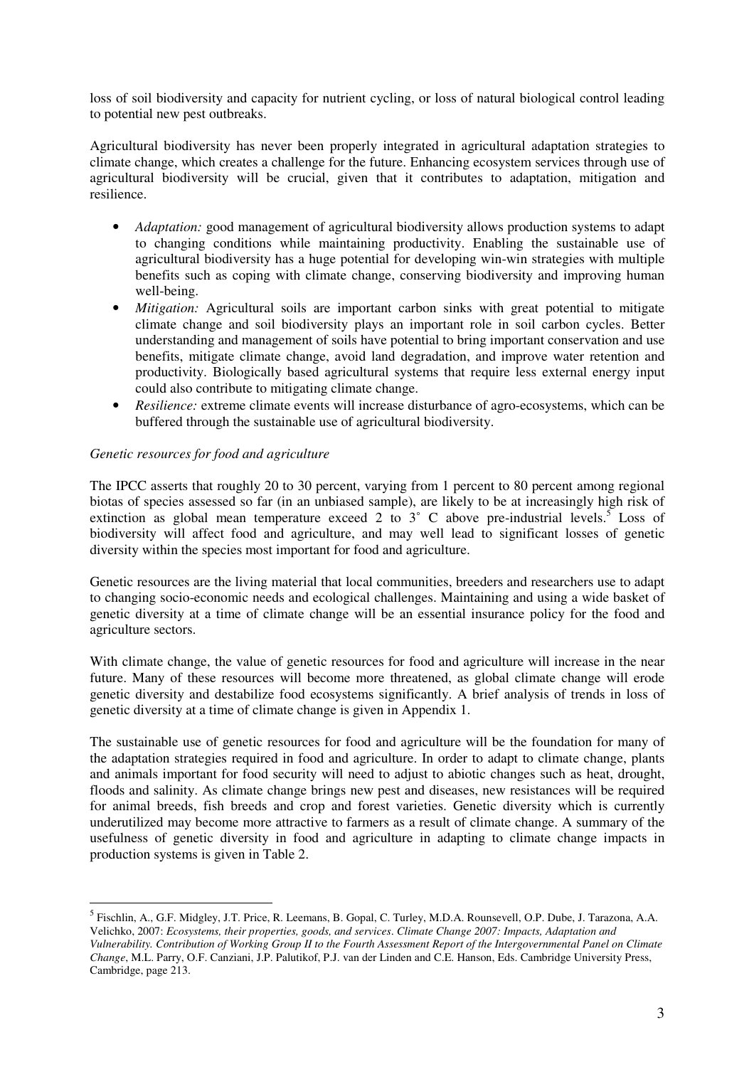loss of soil biodiversity and capacity for nutrient cycling, or loss of natural biological control leading to potential new pest outbreaks.

Agricultural biodiversity has never been properly integrated in agricultural adaptation strategies to climate change, which creates a challenge for the future. Enhancing ecosystem services through use of agricultural biodiversity will be crucial, given that it contributes to adaptation, mitigation and resilience.

- *Adaptation:* good management of agricultural biodiversity allows production systems to adapt to changing conditions while maintaining productivity. Enabling the sustainable use of agricultural biodiversity has a huge potential for developing win-win strategies with multiple benefits such as coping with climate change, conserving biodiversity and improving human well-being.
- *Mitigation:* Agricultural soils are important carbon sinks with great potential to mitigate climate change and soil biodiversity plays an important role in soil carbon cycles. Better understanding and management of soils have potential to bring important conservation and use benefits, mitigate climate change, avoid land degradation, and improve water retention and productivity. Biologically based agricultural systems that require less external energy input could also contribute to mitigating climate change.
- *Resilience:* extreme climate events will increase disturbance of agro-ecosystems, which can be buffered through the sustainable use of agricultural biodiversity.

*Genetic resources for food and agriculture*

The IPCC asserts that roughly 20 to 30 percent, varying from 1 percent to 80 percent among regional biotas of species assessed so far (in an unbiased sample), are likely to be at increasingly high risk of extinction as global mean temperature exceed 2 to 3° C above pre-industrial levels.[5] Loss of biodiversity will affect food and agriculture, and may well lead to significant losses of genetic diversity within the species most important for food and agriculture.

Genetic resources are the living material that local communities, breeders and researchers use to adapt to changing socio-economic needs and ecological challenges. Maintaining and using a wide basket of genetic diversity at a time of climate change will be an essential insurance policy for the food and agriculture sectors.

With climate change, the value of genetic resources for food and agriculture will increase in the near future. Many of these resources will become more threatened, as global climate change will erode genetic diversity and destabilize food ecosystems significantly. A brief analysis of trends in loss of genetic diversity at a time of climate change is given in Appendix 1.

The sustainable use of genetic resources for food and agriculture will be the foundation for many of the adaptation strategies required in food and agriculture. In order to adapt to climate change, plants and animals important for food security will need to adjust to abiotic changes such as heat, drought, floods and salinity. As climate change brings new pest and diseases, new resistances will be required for animal breeds, fish breeds and crop and forest varieties. Genetic diversity which is currently underutilized may become more attractive to farmers as a result of climate change. A summary of the usefulness of genetic diversity in food and agriculture in adapting to climate change impacts in production systems is given in Table 2.

---

[5] Fischlin, A., G.F. Midgley, J.T. Price, R. Leemans, B. Gopal, C. Turley, M.D.A. Rounsevell, O.P. Dube, J. Tarazona, A.A. Velichko, 2007: *Ecosystems, their properties, goods, and services. Climate Change 2007: Impacts, Adaptation and Vulnerability. Contribution of Working Group II to the Fourth Assessment Report of the Intergovernmental Panel on Climate Change*, M.L. Parry, O.F. Canziani, J.P. Palutikof, P.J. van der Linden and C.E. Hanson, Eds. Cambridge University Press, Cambridge, page 213.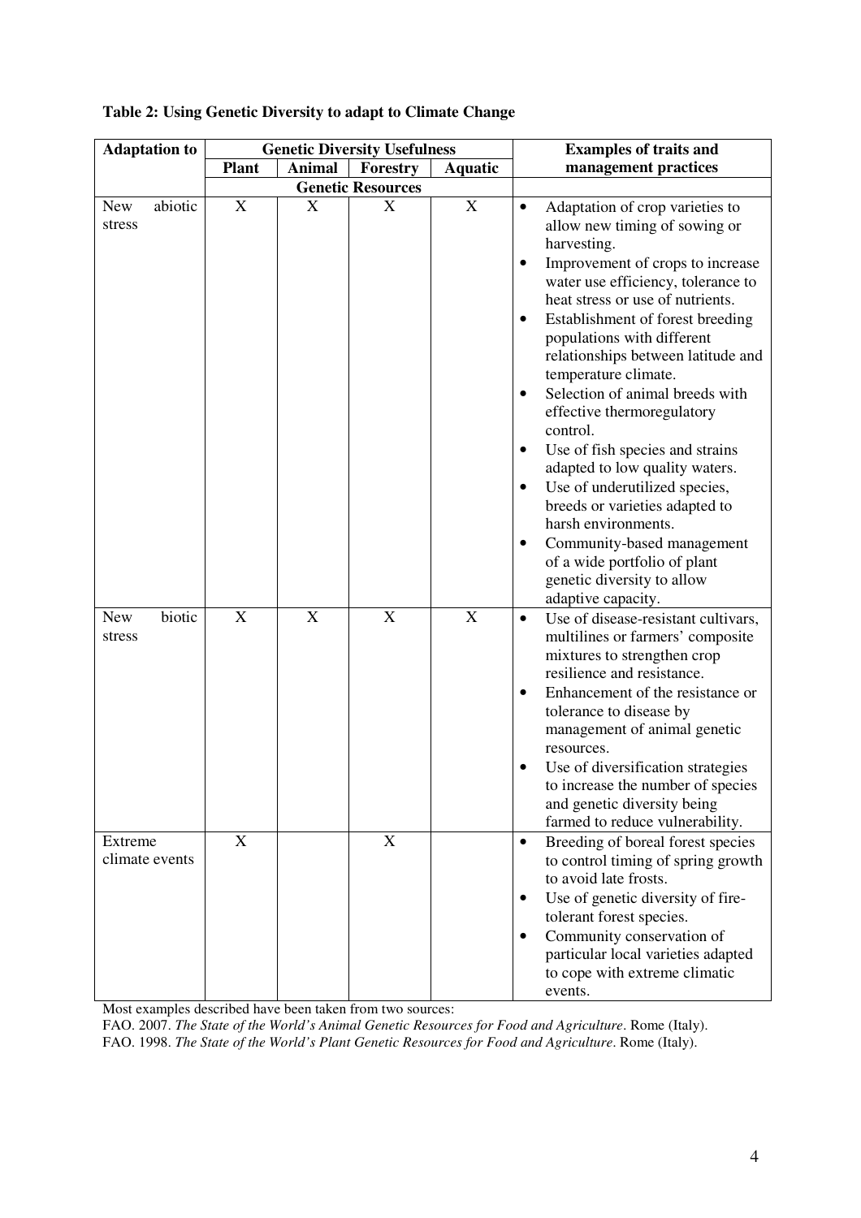**Table 2: Using Genetic Diversity to adapt to Climate Change**

| Adaptation to | Genetic Diversity Usefulness | | | | Examples of traits and management practices |
|---|---|---|---|---|---|
| | Plant | Animal | Forestry | Aquatic | |
| | Genetic Resources | | | | |
| New abiotic stress | X | X | X | X | • Adaptation of crop varieties to allow new timing of sowing or harvesting.<br>• Improvement of crops to increase water use efficiency, tolerance to heat stress or use of nutrients.<br>• Establishment of forest breeding populations with different relationships between latitude and temperature climate.<br>• Selection of animal breeds with effective thermoregulatory control.<br>• Use of fish species and strains adapted to low quality waters.<br>• Use of underutilized species, breeds or varieties adapted to harsh environments.<br>• Community-based management of a wide portfolio of plant genetic diversity to allow adaptive capacity. |
| New biotic stress | X | X | X | X | • Use of disease-resistant cultivars, multilines or farmers' composite mixtures to strengthen crop resilience and resistance.<br>• Enhancement of the resistance or tolerance to disease by management of animal genetic resources.<br>• Use of diversification strategies to increase the number of species and genetic diversity being farmed to reduce vulnerability. |
| Extreme climate events | X | | X | | • Breeding of boreal forest species to control timing of spring growth to avoid late frosts.<br>• Use of genetic diversity of fire-tolerant forest species.<br>• Community conservation of particular local varieties adapted to cope with extreme climatic events. |

Most examples described have been taken from two sources:
FAO. 2007. *The State of the World's Animal Genetic Resources for Food and Agriculture*. Rome (Italy).
FAO. 1998. *The State of the World's Plant Genetic Resources for Food and Agriculture*. Rome (Italy).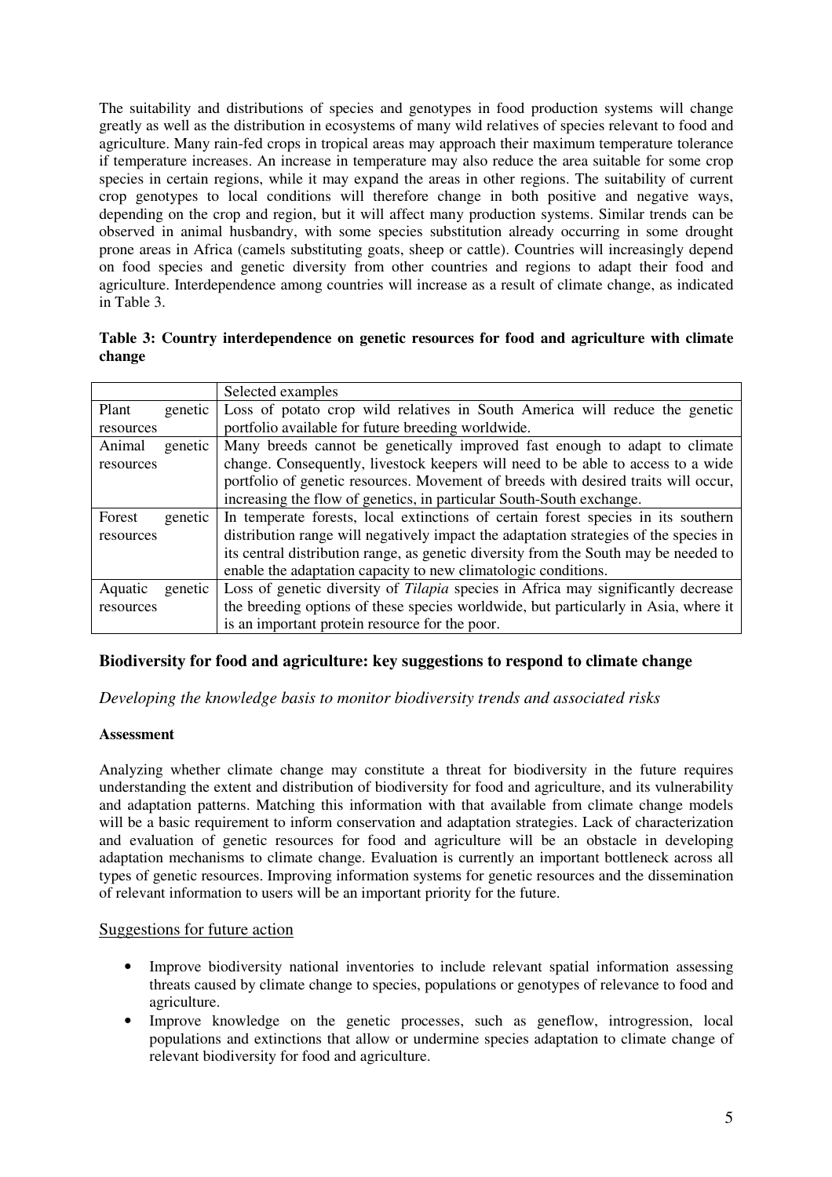The suitability and distributions of species and genotypes in food production systems will change greatly as well as the distribution in ecosystems of many wild relatives of species relevant to food and agriculture. Many rain-fed crops in tropical areas may approach their maximum temperature tolerance if temperature increases. An increase in temperature may also reduce the area suitable for some crop species in certain regions, while it may expand the areas in other regions. The suitability of current crop genotypes to local conditions will therefore change in both positive and negative ways, depending on the crop and region, but it will affect many production systems. Similar trends can be observed in animal husbandry, with some species substitution already occurring in some drought prone areas in Africa (camels substituting goats, sheep or cattle). Countries will increasingly depend on food species and genetic diversity from other countries and regions to adapt their food and agriculture. Interdependence among countries will increase as a result of climate change, as indicated in Table 3.

**Table 3: Country interdependence on genetic resources for food and agriculture with climate change**

| | Selected examples |
|---|---|
| Plant genetic resources | Loss of potato crop wild relatives in South America will reduce the genetic portfolio available for future breeding worldwide. |
| Animal genetic resources | Many breeds cannot be genetically improved fast enough to adapt to climate change. Consequently, livestock keepers will need to be able to access to a wide portfolio of genetic resources. Movement of breeds with desired traits will occur, increasing the flow of genetics, in particular South-South exchange. |
| Forest genetic resources | In temperate forests, local extinctions of certain forest species in its southern distribution range will negatively impact the adaptation strategies of the species in its central distribution range, as genetic diversity from the South may be needed to enable the adaptation capacity to new climatologic conditions. |
| Aquatic genetic resources | Loss of genetic diversity of *Tilapia* species in Africa may significantly decrease the breeding options of these species worldwide, but particularly in Asia, where it is an important protein resource for the poor. |

## Biodiversity for food and agriculture: key suggestions to respond to climate change

*Developing the knowledge basis to monitor biodiversity trends and associated risks*

**Assessment**

Analyzing whether climate change may constitute a threat for biodiversity in the future requires understanding the extent and distribution of biodiversity for food and agriculture, and its vulnerability and adaptation patterns. Matching this information with that available from climate change models will be a basic requirement to inform conservation and adaptation strategies. Lack of characterization and evaluation of genetic resources for food and agriculture will be an obstacle in developing adaptation mechanisms to climate change. Evaluation is currently an important bottleneck across all types of genetic resources. Improving information systems for genetic resources and the dissemination of relevant information to users will be an important priority for the future.

Suggestions for future action

- Improve biodiversity national inventories to include relevant spatial information assessing threats caused by climate change to species, populations or genotypes of relevance to food and agriculture.
- Improve knowledge on the genetic processes, such as geneflow, introgression, local populations and extinctions that allow or undermine species adaptation to climate change of relevant biodiversity for food and agriculture.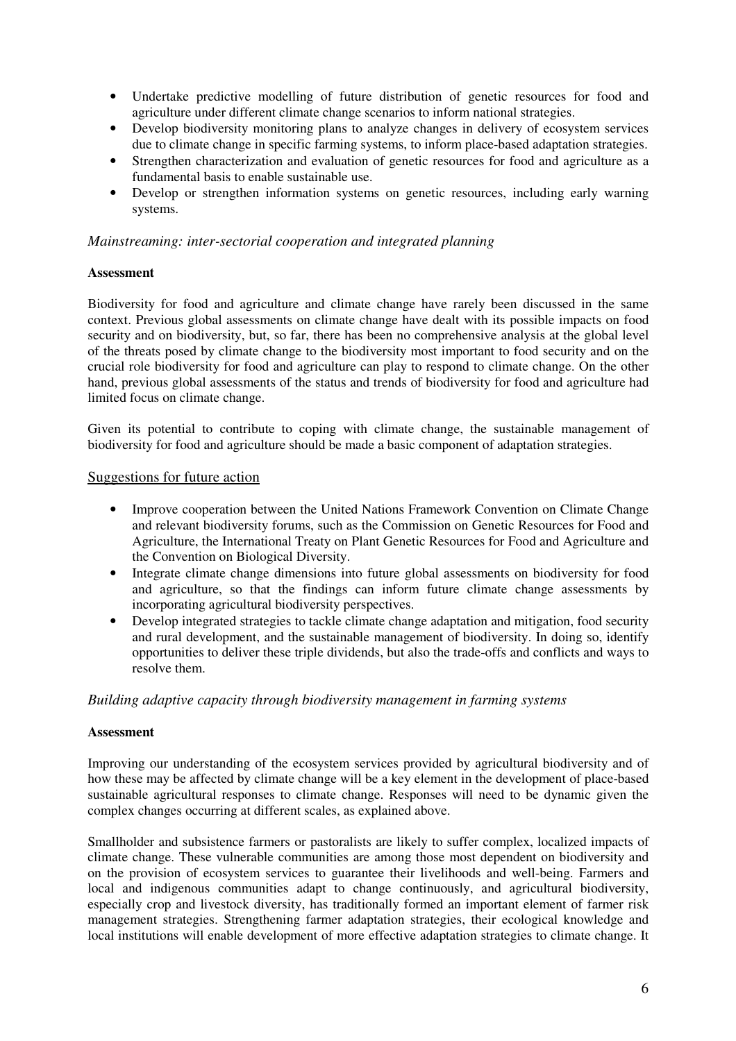- Undertake predictive modelling of future distribution of genetic resources for food and agriculture under different climate change scenarios to inform national strategies.
- Develop biodiversity monitoring plans to analyze changes in delivery of ecosystem services due to climate change in specific farming systems, to inform place-based adaptation strategies.
- Strengthen characterization and evaluation of genetic resources for food and agriculture as a fundamental basis to enable sustainable use.
- Develop or strengthen information systems on genetic resources, including early warning systems.

### *Mainstreaming: inter-sectorial cooperation and integrated planning*

**Assessment**

Biodiversity for food and agriculture and climate change have rarely been discussed in the same context. Previous global assessments on climate change have dealt with its possible impacts on food security and on biodiversity, but, so far, there has been no comprehensive analysis at the global level of the threats posed by climate change to the biodiversity most important to food security and on the crucial role biodiversity for food and agriculture can play to respond to climate change. On the other hand, previous global assessments of the status and trends of biodiversity for food and agriculture had limited focus on climate change.

Given its potential to contribute to coping with climate change, the sustainable management of biodiversity for food and agriculture should be made a basic component of adaptation strategies.

Suggestions for future action

- Improve cooperation between the United Nations Framework Convention on Climate Change and relevant biodiversity forums, such as the Commission on Genetic Resources for Food and Agriculture, the International Treaty on Plant Genetic Resources for Food and Agriculture and the Convention on Biological Diversity.
- Integrate climate change dimensions into future global assessments on biodiversity for food and agriculture, so that the findings can inform future climate change assessments by incorporating agricultural biodiversity perspectives.
- Develop integrated strategies to tackle climate change adaptation and mitigation, food security and rural development, and the sustainable management of biodiversity. In doing so, identify opportunities to deliver these triple dividends, but also the trade-offs and conflicts and ways to resolve them.

### *Building adaptive capacity through biodiversity management in farming systems*

**Assessment**

Improving our understanding of the ecosystem services provided by agricultural biodiversity and of how these may be affected by climate change will be a key element in the development of place-based sustainable agricultural responses to climate change. Responses will need to be dynamic given the complex changes occurring at different scales, as explained above.

Smallholder and subsistence farmers or pastoralists are likely to suffer complex, localized impacts of climate change. These vulnerable communities are among those most dependent on biodiversity and on the provision of ecosystem services to guarantee their livelihoods and well-being. Farmers and local and indigenous communities adapt to change continuously, and agricultural biodiversity, especially crop and livestock diversity, has traditionally formed an important element of farmer risk management strategies. Strengthening farmer adaptation strategies, their ecological knowledge and local institutions will enable development of more effective adaptation strategies to climate change. It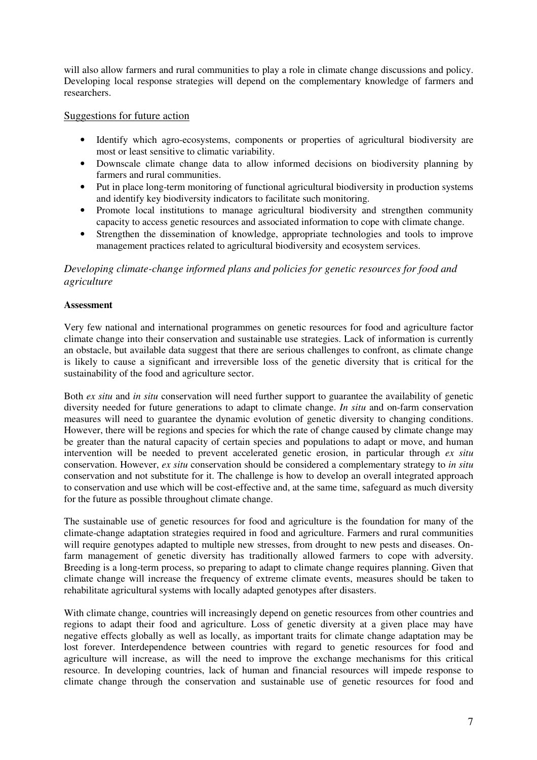will also allow farmers and rural communities to play a role in climate change discussions and policy. Developing local response strategies will depend on the complementary knowledge of farmers and researchers.

### Suggestions for future action

- Identify which agro-ecosystems, components or properties of agricultural biodiversity are most or least sensitive to climatic variability.
- Downscale climate change data to allow informed decisions on biodiversity planning by farmers and rural communities.
- Put in place long-term monitoring of functional agricultural biodiversity in production systems and identify key biodiversity indicators to facilitate such monitoring.
- Promote local institutions to manage agricultural biodiversity and strengthen community capacity to access genetic resources and associated information to cope with climate change.
- Strengthen the dissemination of knowledge, appropriate technologies and tools to improve management practices related to agricultural biodiversity and ecosystem services.

### *Developing climate-change informed plans and policies for genetic resources for food and agriculture*

**Assessment**

Very few national and international programmes on genetic resources for food and agriculture factor climate change into their conservation and sustainable use strategies. Lack of information is currently an obstacle, but available data suggest that there are serious challenges to confront, as climate change is likely to cause a significant and irreversible loss of the genetic diversity that is critical for the sustainability of the food and agriculture sector.

Both *ex situ* and *in situ* conservation will need further support to guarantee the availability of genetic diversity needed for future generations to adapt to climate change. *In situ* and on-farm conservation measures will need to guarantee the dynamic evolution of genetic diversity to changing conditions. However, there will be regions and species for which the rate of change caused by climate change may be greater than the natural capacity of certain species and populations to adapt or move, and human intervention will be needed to prevent accelerated genetic erosion, in particular through *ex situ* conservation. However, *ex situ* conservation should be considered a complementary strategy to *in situ* conservation and not substitute for it. The challenge is how to develop an overall integrated approach to conservation and use which will be cost-effective and, at the same time, safeguard as much diversity for the future as possible throughout climate change.

The sustainable use of genetic resources for food and agriculture is the foundation for many of the climate-change adaptation strategies required in food and agriculture. Farmers and rural communities will require genotypes adapted to multiple new stresses, from drought to new pests and diseases. On-farm management of genetic diversity has traditionally allowed farmers to cope with adversity. Breeding is a long-term process, so preparing to adapt to climate change requires planning. Given that climate change will increase the frequency of extreme climate events, measures should be taken to rehabilitate agricultural systems with locally adapted genotypes after disasters.

With climate change, countries will increasingly depend on genetic resources from other countries and regions to adapt their food and agriculture. Loss of genetic diversity at a given place may have negative effects globally as well as locally, as important traits for climate change adaptation may be lost forever. Interdependence between countries with regard to genetic resources for food and agriculture will increase, as will the need to improve the exchange mechanisms for this critical resource. In developing countries, lack of human and financial resources will impede response to climate change through the conservation and sustainable use of genetic resources for food and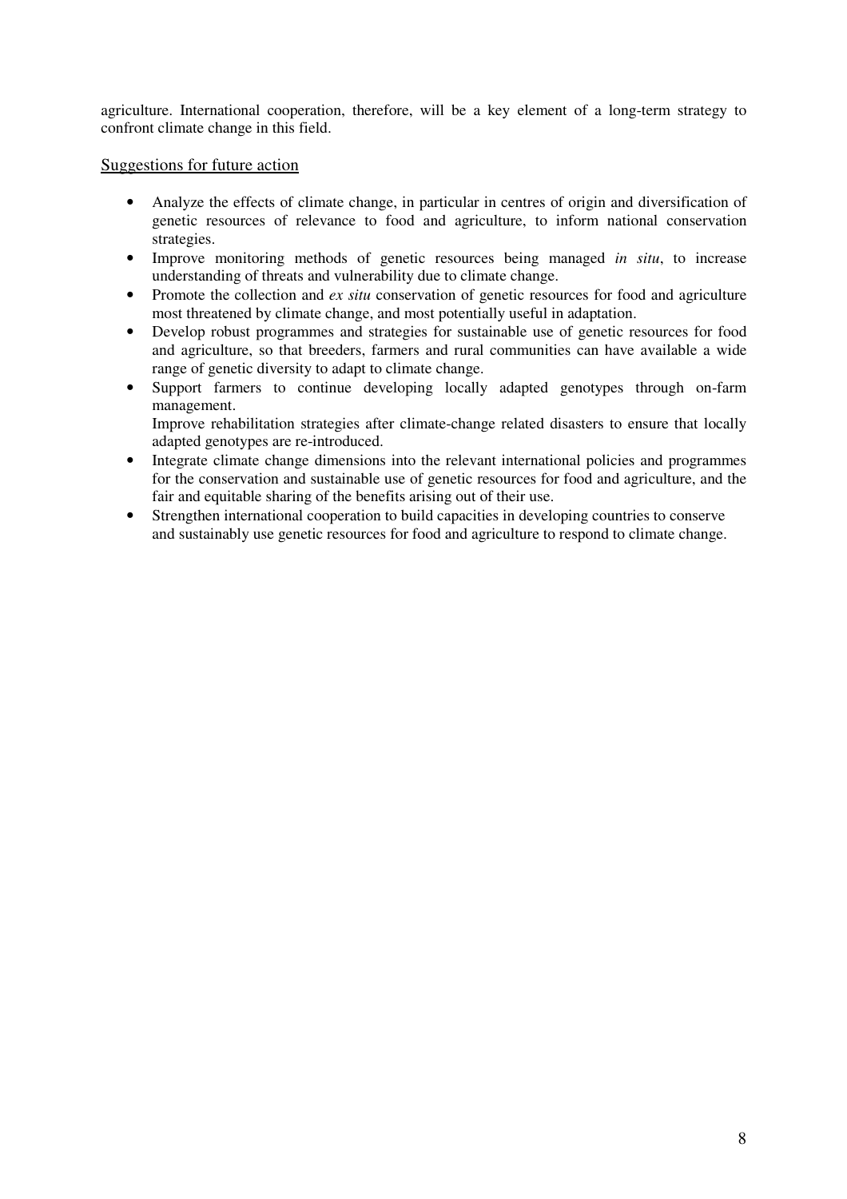agriculture. International cooperation, therefore, will be a key element of a long-term strategy to confront climate change in this field.

Suggestions for future action

- Analyze the effects of climate change, in particular in centres of origin and diversification of genetic resources of relevance to food and agriculture, to inform national conservation strategies.
- Improve monitoring methods of genetic resources being managed *in situ*, to increase understanding of threats and vulnerability due to climate change.
- Promote the collection and *ex situ* conservation of genetic resources for food and agriculture most threatened by climate change, and most potentially useful in adaptation.
- Develop robust programmes and strategies for sustainable use of genetic resources for food and agriculture, so that breeders, farmers and rural communities can have available a wide range of genetic diversity to adapt to climate change.
- Support farmers to continue developing locally adapted genotypes through on-farm management.
  Improve rehabilitation strategies after climate-change related disasters to ensure that locally adapted genotypes are re-introduced.
- Integrate climate change dimensions into the relevant international policies and programmes for the conservation and sustainable use of genetic resources for food and agriculture, and the fair and equitable sharing of the benefits arising out of their use.
- Strengthen international cooperation to build capacities in developing countries to conserve and sustainably use genetic resources for food and agriculture to respond to climate change.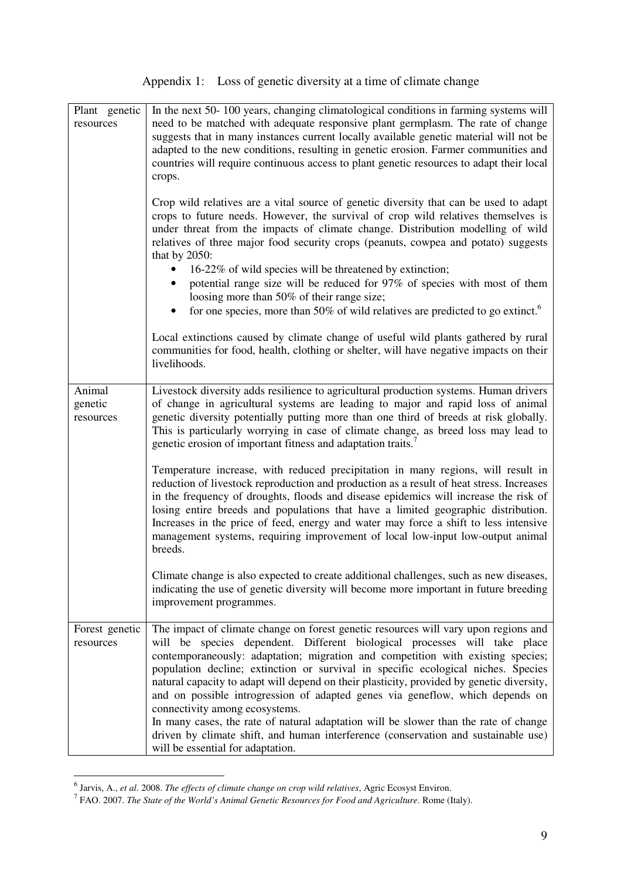# Appendix 1: Loss of genetic diversity at a time of climate change

| | |
|---|---|
| Plant genetic resources | In the next 50- 100 years, changing climatological conditions in farming systems will need to be matched with adequate responsive plant germplasm. The rate of change suggests that in many instances current locally available genetic material will not be adapted to the new conditions, resulting in genetic erosion. Farmer communities and countries will require continuous access to plant genetic resources to adapt their local crops.<br><br>Crop wild relatives are a vital source of genetic diversity that can be used to adapt crops to future needs. However, the survival of crop wild relatives themselves is under threat from the impacts of climate change. Distribution modelling of wild relatives of three major food security crops (peanuts, cowpea and potato) suggests that by 2050:<br>• 16-22% of wild species will be threatened by extinction;<br>• potential range size will be reduced for 97% of species with most of them loosing more than 50% of their range size;<br>• for one species, more than 50% of wild relatives are predicted to go extinct.[6]<br><br>Local extinctions caused by climate change of useful wild plants gathered by rural communities for food, health, clothing or shelter, will have negative impacts on their livelihoods. |
| Animal genetic resources | Livestock diversity adds resilience to agricultural production systems. Human drivers of change in agricultural systems are leading to major and rapid loss of animal genetic diversity potentially putting more than one third of breeds at risk globally. This is particularly worrying in case of climate change, as breed loss may lead to genetic erosion of important fitness and adaptation traits.[7]<br><br>Temperature increase, with reduced precipitation in many regions, will result in reduction of livestock reproduction and production as a result of heat stress. Increases in the frequency of droughts, floods and disease epidemics will increase the risk of losing entire breeds and populations that have a limited geographic distribution. Increases in the price of feed, energy and water may force a shift to less intensive management systems, requiring improvement of local low-input low-output animal breeds.<br><br>Climate change is also expected to create additional challenges, such as new diseases, indicating the use of genetic diversity will become more important in future breeding improvement programmes. |
| Forest genetic resources | The impact of climate change on forest genetic resources will vary upon regions and will be species dependent. Different biological processes will take place contemporaneously: adaptation; migration and competition with existing species; population decline; extinction or survival in specific ecological niches. Species natural capacity to adapt will depend on their plasticity, provided by genetic diversity, and on possible introgression of adapted genes via geneflow, which depends on connectivity among ecosystems.<br>In many cases, the rate of natural adaptation will be slower than the rate of change driven by climate shift, and human interference (conservation and sustainable use) will be essential for adaptation. |

---

[6] Jarvis, A., *et al*. 2008. *The effects of climate change on crop wild relatives*, Agric Ecosyst Environ.

[7] FAO. 2007. *The State of the World's Animal Genetic Resources for Food and Agriculture*. Rome (Italy).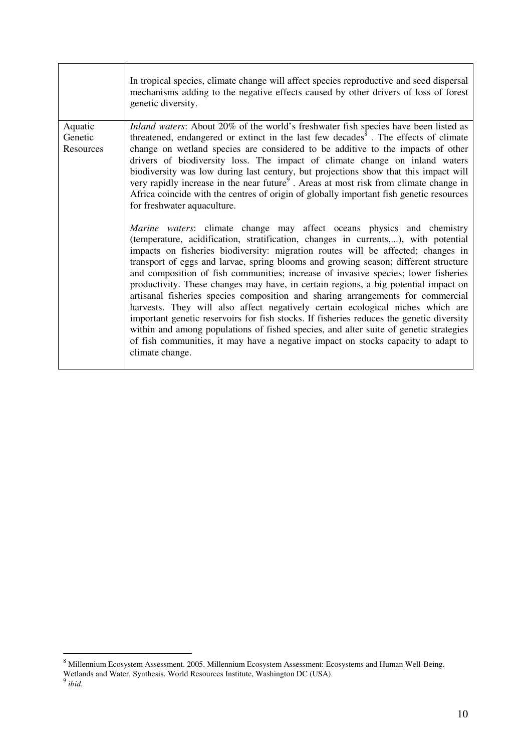| | |
|---|---|
| | In tropical species, climate change will affect species reproductive and seed dispersal mechanisms adding to the negative effects caused by other drivers of loss of forest genetic diversity. |
| Aquatic Genetic Resources | *Inland waters*: About 20% of the world's freshwater fish species have been listed as threatened, endangered or extinct in the last few decades[8] . The effects of climate change on wetland species are considered to be additive to the impacts of other drivers of biodiversity loss. The impact of climate change on inland waters biodiversity was low during last century, but projections show that this impact will very rapidly increase in the near future[9] . Areas at most risk from climate change in Africa coincide with the centres of origin of globally important fish genetic resources for freshwater aquaculture.<br><br>*Marine waters*: climate change may affect oceans physics and chemistry (temperature, acidification, stratification, changes in currents,...), with potential impacts on fisheries biodiversity: migration routes will be affected; changes in transport of eggs and larvae, spring blooms and growing season; different structure and composition of fish communities; increase of invasive species; lower fisheries productivity. These changes may have, in certain regions, a big potential impact on artisanal fisheries species composition and sharing arrangements for commercial harvests. They will also affect negatively certain ecological niches which are important genetic reservoirs for fish stocks. If fisheries reduces the genetic diversity within and among populations of fished species, and alter suite of genetic strategies of fish communities, it may have a negative impact on stocks capacity to adapt to climate change. |

[8] Millennium Ecosystem Assessment. 2005. Millennium Ecosystem Assessment: Ecosystems and Human Well-Being. Wetlands and Water. Synthesis. World Resources Institute, Washington DC (USA).

[9] *ibid.*